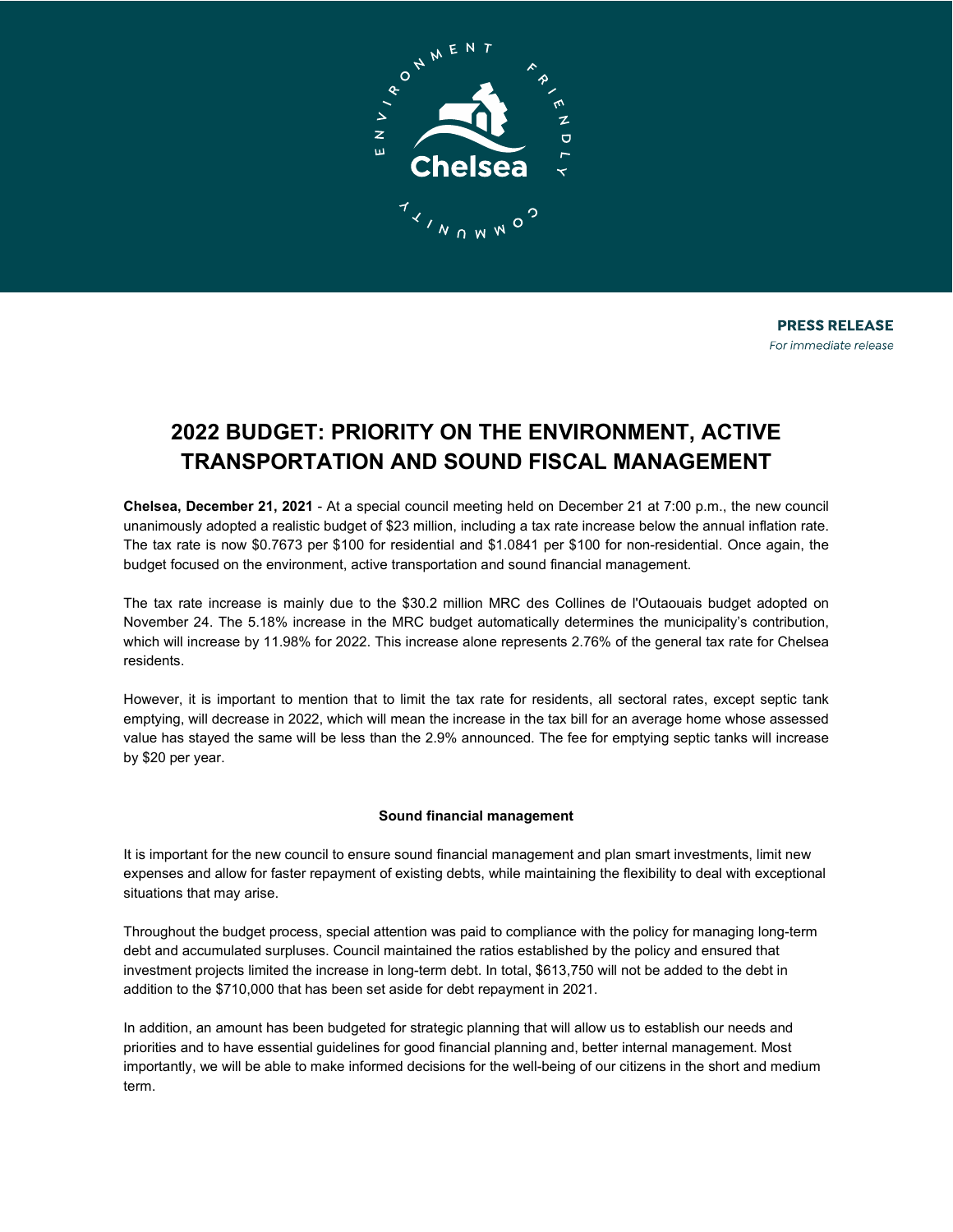**PRESS RELEASE**
*For immediate release*

# 2022 BUDGET: PRIORITY ON THE ENVIRONMENT, ACTIVE TRANSPORTATION AND SOUND FISCAL MANAGEMENT

**Chelsea, December 21, 2021** - At a special council meeting held on December 21 at 7:00 p.m., the new council unanimously adopted a realistic budget of $23 million, including a tax rate increase below the annual inflation rate. The tax rate is now $0.7673 per $100 for residential and $1.0841 per $100 for non-residential. Once again, the budget focused on the environment, active transportation and sound financial management.

The tax rate increase is mainly due to the $30.2 million MRC des Collines de l'Outaouais budget adopted on November 24. The 5.18% increase in the MRC budget automatically determines the municipality's contribution, which will increase by 11.98% for 2022. This increase alone represents 2.76% of the general tax rate for Chelsea residents.

However, it is important to mention that to limit the tax rate for residents, all sectoral rates, except septic tank emptying, will decrease in 2022, which will mean the increase in the tax bill for an average home whose assessed value has stayed the same will be less than the 2.9% announced. The fee for emptying septic tanks will increase by $20 per year.

### Sound financial management

It is important for the new council to ensure sound financial management and plan smart investments, limit new expenses and allow for faster repayment of existing debts, while maintaining the flexibility to deal with exceptional situations that may arise.

Throughout the budget process, special attention was paid to compliance with the policy for managing long-term debt and accumulated surpluses. Council maintained the ratios established by the policy and ensured that investment projects limited the increase in long-term debt. In total, $613,750 will not be added to the debt in addition to the $710,000 that has been set aside for debt repayment in 2021.

In addition, an amount has been budgeted for strategic planning that will allow us to establish our needs and priorities and to have essential guidelines for good financial planning and, better internal management. Most importantly, we will be able to make informed decisions for the well-being of our citizens in the short and medium term.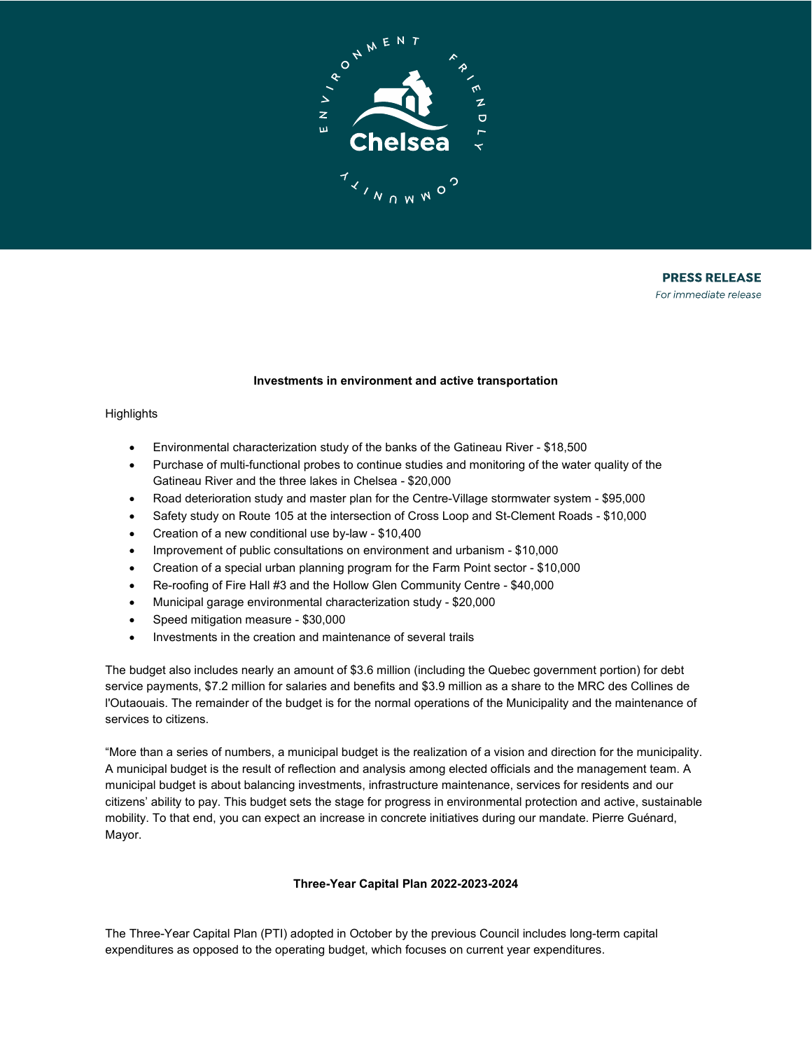**PRESS RELEASE**
*For immediate release*

**Investments in environment and active transportation**

Highlights

- Environmental characterization study of the banks of the Gatineau River - $18,500
- Purchase of multi-functional probes to continue studies and monitoring of the water quality of the Gatineau River and the three lakes in Chelsea - $20,000
- Road deterioration study and master plan for the Centre-Village stormwater system - $95,000
- Safety study on Route 105 at the intersection of Cross Loop and St-Clement Roads - $10,000
- Creation of a new conditional use by-law - $10,400
- Improvement of public consultations on environment and urbanism - $10,000
- Creation of a special urban planning program for the Farm Point sector - $10,000
- Re-roofing of Fire Hall #3 and the Hollow Glen Community Centre - $40,000
- Municipal garage environmental characterization study - $20,000
- Speed mitigation measure - $30,000
- Investments in the creation and maintenance of several trails

The budget also includes nearly an amount of $3.6 million (including the Quebec government portion) for debt service payments, $7.2 million for salaries and benefits and $3.9 million as a share to the MRC des Collines de l'Outaouais. The remainder of the budget is for the normal operations of the Municipality and the maintenance of services to citizens.

"More than a series of numbers, a municipal budget is the realization of a vision and direction for the municipality. A municipal budget is the result of reflection and analysis among elected officials and the management team. A municipal budget is about balancing investments, infrastructure maintenance, services for residents and our citizens' ability to pay. This budget sets the stage for progress in environmental protection and active, sustainable mobility. To that end, you can expect an increase in concrete initiatives during our mandate. Pierre Guénard, Mayor.

**Three-Year Capital Plan 2022-2023-2024**

The Three-Year Capital Plan (PTI) adopted in October by the previous Council includes long-term capital expenditures as opposed to the operating budget, which focuses on current year expenditures.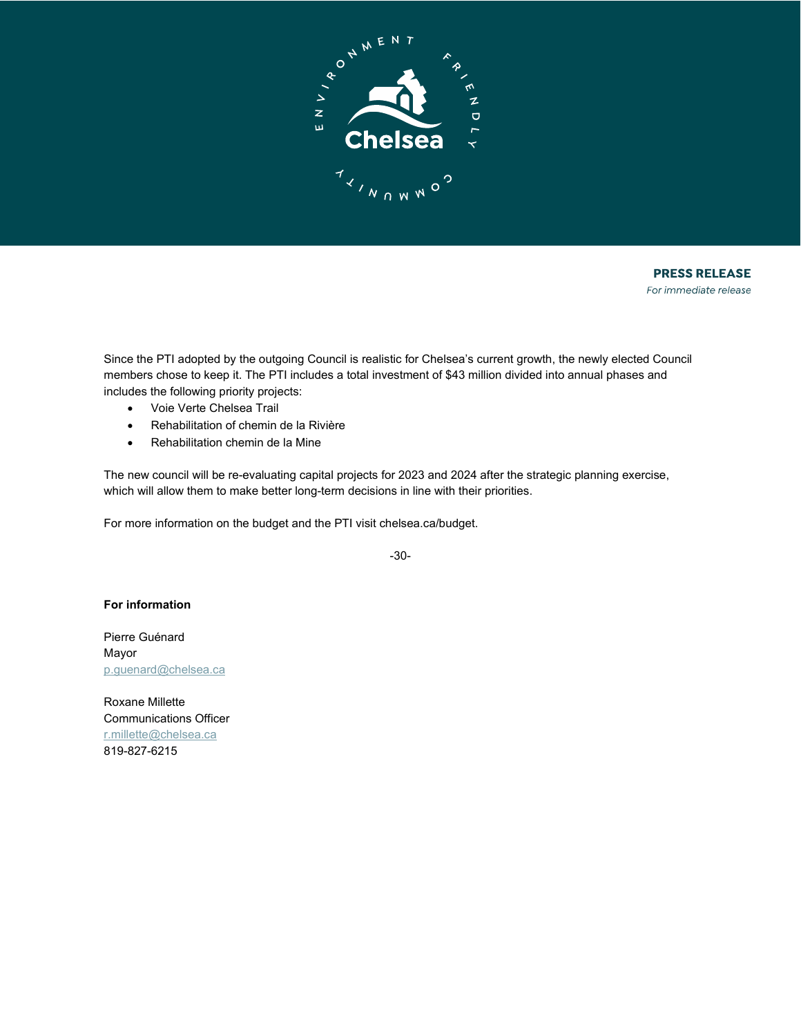**PRESS RELEASE**
*For immediate release*

Since the PTI adopted by the outgoing Council is realistic for Chelsea's current growth, the newly elected Council members chose to keep it. The PTI includes a total investment of $43 million divided into annual phases and includes the following priority projects:

- Voie Verte Chelsea Trail
- Rehabilitation of chemin de la Rivière
- Rehabilitation chemin de la Mine

The new council will be re-evaluating capital projects for 2023 and 2024 after the strategic planning exercise, which will allow them to make better long-term decisions in line with their priorities.

For more information on the budget and the PTI visit chelsea.ca/budget.

-30-

**For information**

Pierre Guénard
Mayor
p.guenard@chelsea.ca

Roxane Millette
Communications Officer
r.millette@chelsea.ca
819-827-6215